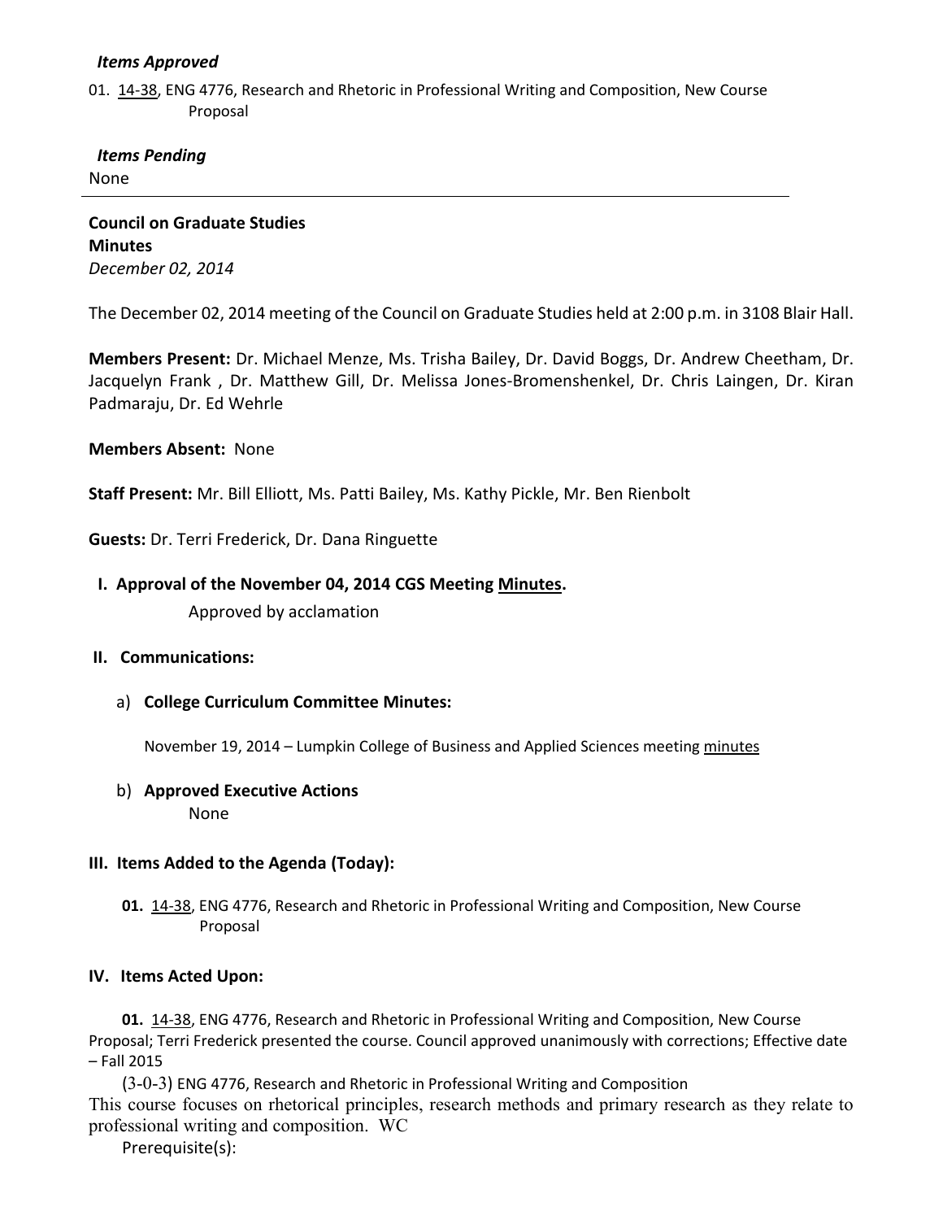***Items Approved***

01. 14-38, ENG 4776, Research and Rhetoric in Professional Writing and Composition, New Course Proposal

***Items Pending***

None

---

**Council on Graduate Studies**
**Minutes**
*December 02, 2014*

The December 02, 2014 meeting of the Council on Graduate Studies held at 2:00 p.m. in 3108 Blair Hall.

**Members Present:** Dr. Michael Menze, Ms. Trisha Bailey, Dr. David Boggs, Dr. Andrew Cheetham, Dr. Jacquelyn Frank , Dr. Matthew Gill, Dr. Melissa Jones-Bromenshenkel, Dr. Chris Laingen, Dr. Kiran Padmaraju, Dr. Ed Wehrle

**Members Absent:** None

**Staff Present:** Mr. Bill Elliott, Ms. Patti Bailey, Ms. Kathy Pickle, Mr. Ben Rienbolt

**Guests:** Dr. Terri Frederick, Dr. Dana Ringuette

**I. Approval of the November 04, 2014 CGS Meeting Minutes.**

Approved by acclamation

**II. Communications:**

a) **College Curriculum Committee Minutes:**

November 19, 2014 – Lumpkin College of Business and Applied Sciences meeting minutes

b) **Approved Executive Actions**

None

**III. Items Added to the Agenda (Today):**

**01.** 14-38, ENG 4776, Research and Rhetoric in Professional Writing and Composition, New Course Proposal

**IV. Items Acted Upon:**

**01.** 14-38, ENG 4776, Research and Rhetoric in Professional Writing and Composition, New Course Proposal; Terri Frederick presented the course. Council approved unanimously with corrections; Effective date – Fall 2015

(3-0-3) ENG 4776, Research and Rhetoric in Professional Writing and Composition

This course focuses on rhetorical principles, research methods and primary research as they relate to professional writing and composition. WC

Prerequisite(s):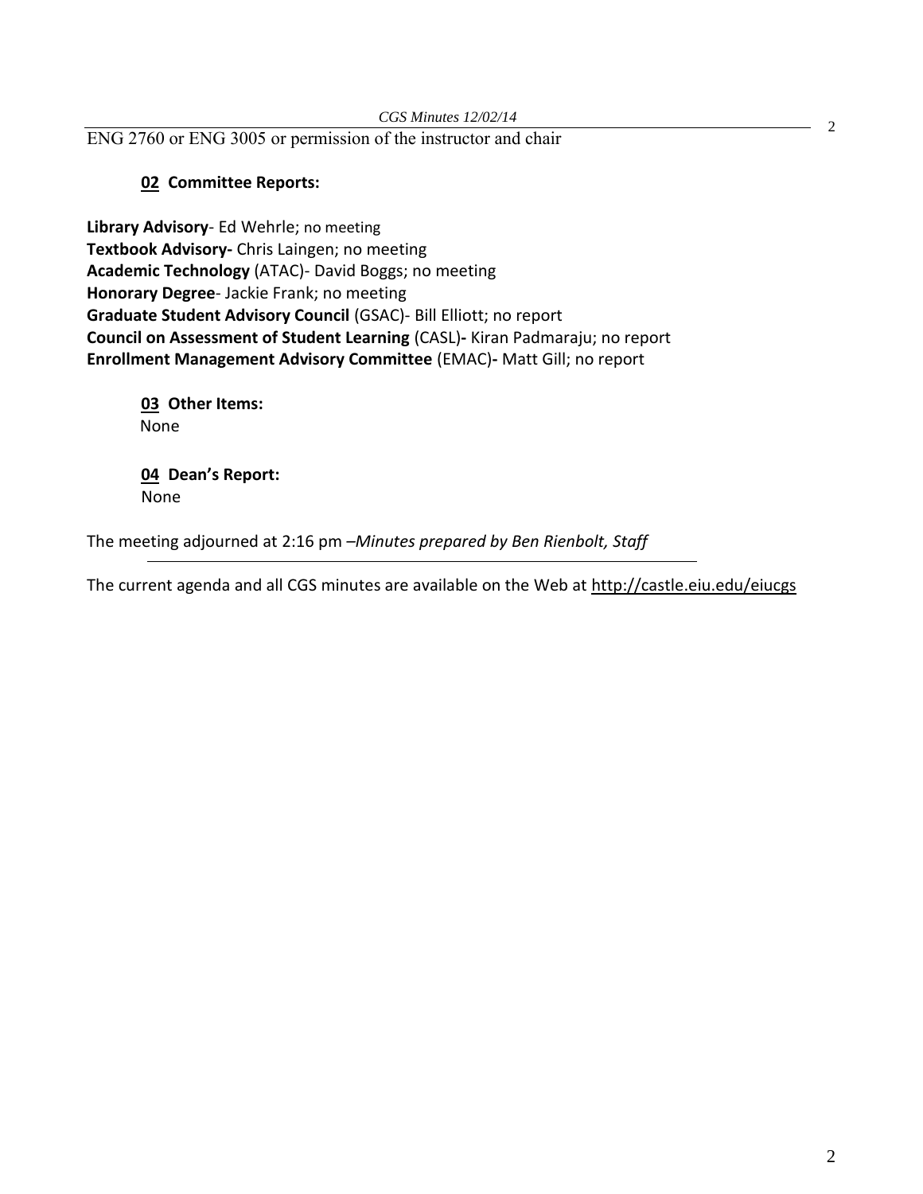ENG 2760 or ENG 3005 or permission of the instructor and chair

**02 Committee Reports:**

**Library Advisory**- Ed Wehrle; no meeting
**Textbook Advisory-** Chris Laingen; no meeting
**Academic Technology** (ATAC)- David Boggs; no meeting
**Honorary Degree**- Jackie Frank; no meeting
**Graduate Student Advisory Council** (GSAC)- Bill Elliott; no report
**Council on Assessment of Student Learning** (CASL)**-** Kiran Padmaraju; no report
**Enrollment Management Advisory Committee** (EMAC)**-** Matt Gill; no report

**03 Other Items:**
None

**04 Dean's Report:**
None

The meeting adjourned at 2:16 pm –*Minutes prepared by Ben Rienbolt, Staff*

---

The current agenda and all CGS minutes are available on the Web at http://castle.eiu.edu/eiucgs